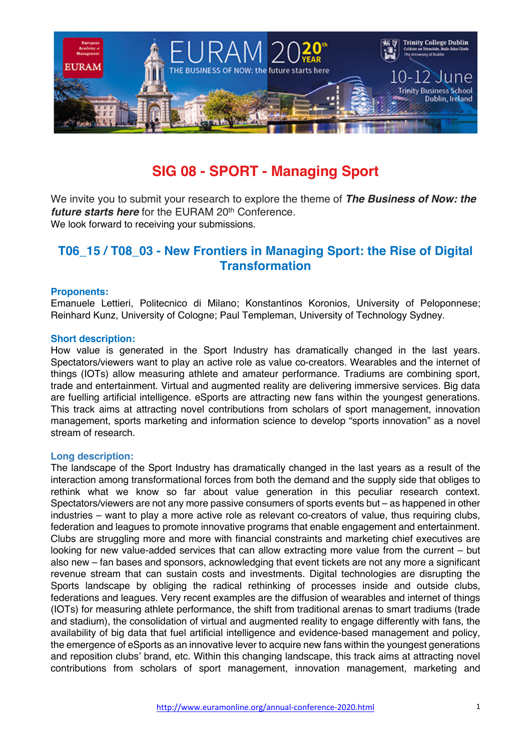# SIG 08 - SPORT - Managing Sport

We invite you to submit your research to explore the theme of ***The Business of Now: the future starts here*** for the EURAM 20th Conference.
We look forward to receiving your submissions.

## T06_15 / T08_03 - New Frontiers in Managing Sport: the Rise of Digital Transformation

### Proponents:

Emanuele Lettieri, Politecnico di Milano; Konstantinos Koronios, University of Peloponnese; Reinhard Kunz, University of Cologne; Paul Templeman, University of Technology Sydney.

### Short description:

How value is generated in the Sport Industry has dramatically changed in the last years. Spectators/viewers want to play an active role as value co-creators. Wearables and the internet of things (IOTs) allow measuring athlete and amateur performance. Tradiums are combining sport, trade and entertainment. Virtual and augmented reality are delivering immersive services. Big data are fuelling artificial intelligence. eSports are attracting new fans within the youngest generations. This track aims at attracting novel contributions from scholars of sport management, innovation management, sports marketing and information science to develop "sports innovation" as a novel stream of research.

### Long description:

The landscape of the Sport Industry has dramatically changed in the last years as a result of the interaction among transformational forces from both the demand and the supply side that obliges to rethink what we know so far about value generation in this peculiar research context. Spectators/viewers are not any more passive consumers of sports events but – as happened in other industries – want to play a more active role as relevant co-creators of value, thus requiring clubs, federation and leagues to promote innovative programs that enable engagement and entertainment. Clubs are struggling more and more with financial constraints and marketing chief executives are looking for new value-added services that can allow extracting more value from the current – but also new – fan bases and sponsors, acknowledging that event tickets are not any more a significant revenue stream that can sustain costs and investments. Digital technologies are disrupting the Sports landscape by obliging the radical rethinking of processes inside and outside clubs, federations and leagues. Very recent examples are the diffusion of wearables and internet of things (IOTs) for measuring athlete performance, the shift from traditional arenas to smart tradiums (trade and stadium), the consolidation of virtual and augmented reality to engage differently with fans, the availability of big data that fuel artificial intelligence and evidence-based management and policy, the emergence of eSports as an innovative lever to acquire new fans within the youngest generations and reposition clubs' brand, etc. Within this changing landscape, this track aims at attracting novel contributions from scholars of sport management, innovation management, marketing and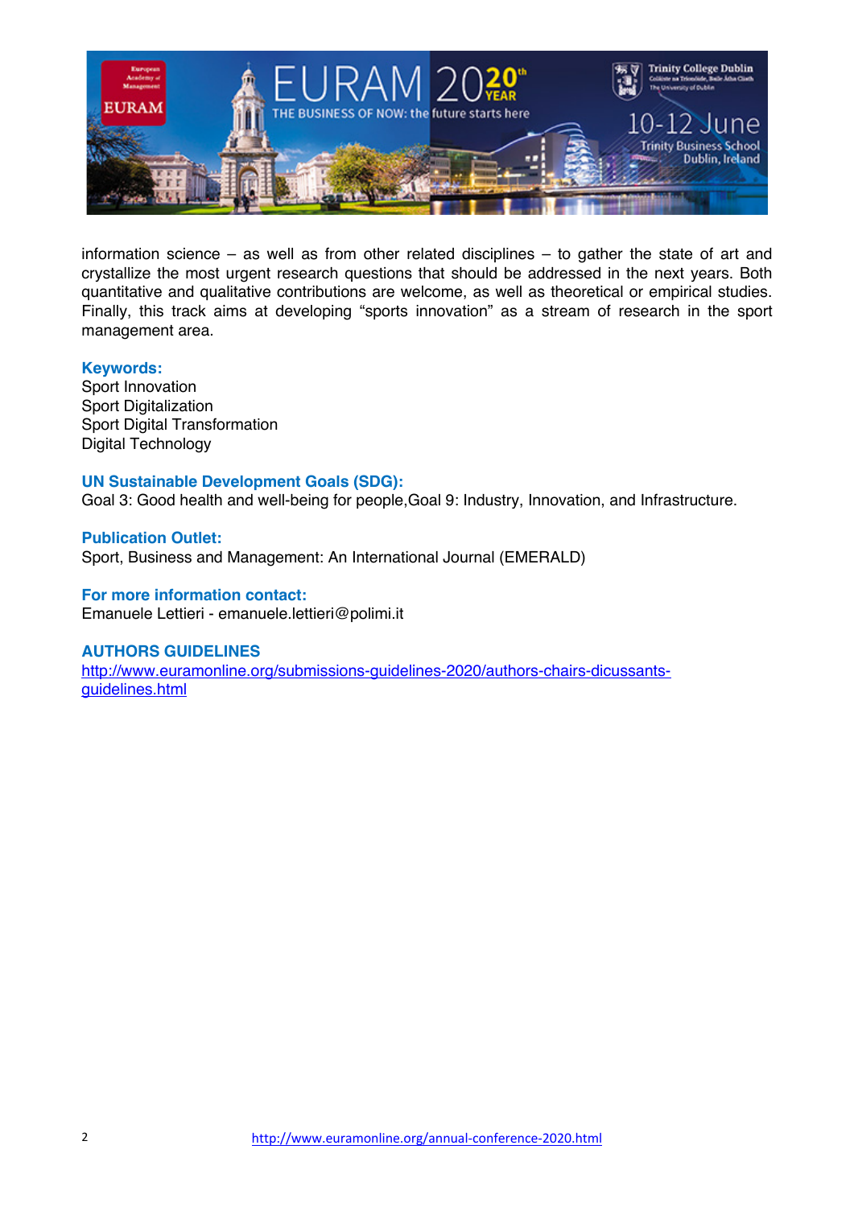information science – as well as from other related disciplines – to gather the state of art and crystallize the most urgent research questions that should be addressed in the next years. Both quantitative and qualitative contributions are welcome, as well as theoretical or empirical studies. Finally, this track aims at developing "sports innovation" as a stream of research in the sport management area.

**Keywords:**
Sport Innovation
Sport Digitalization
Sport Digital Transformation
Digital Technology

**UN Sustainable Development Goals (SDG):**
Goal 3: Good health and well-being for people,Goal 9: Industry, Innovation, and Infrastructure.

**Publication Outlet:**
Sport, Business and Management: An International Journal (EMERALD)

**For more information contact:**
Emanuele Lettieri - emanuele.lettieri@polimi.it

**AUTHORS GUIDELINES**
http://www.euramonline.org/submissions-guidelines-2020/authors-chairs-dicussants-guidelines.html